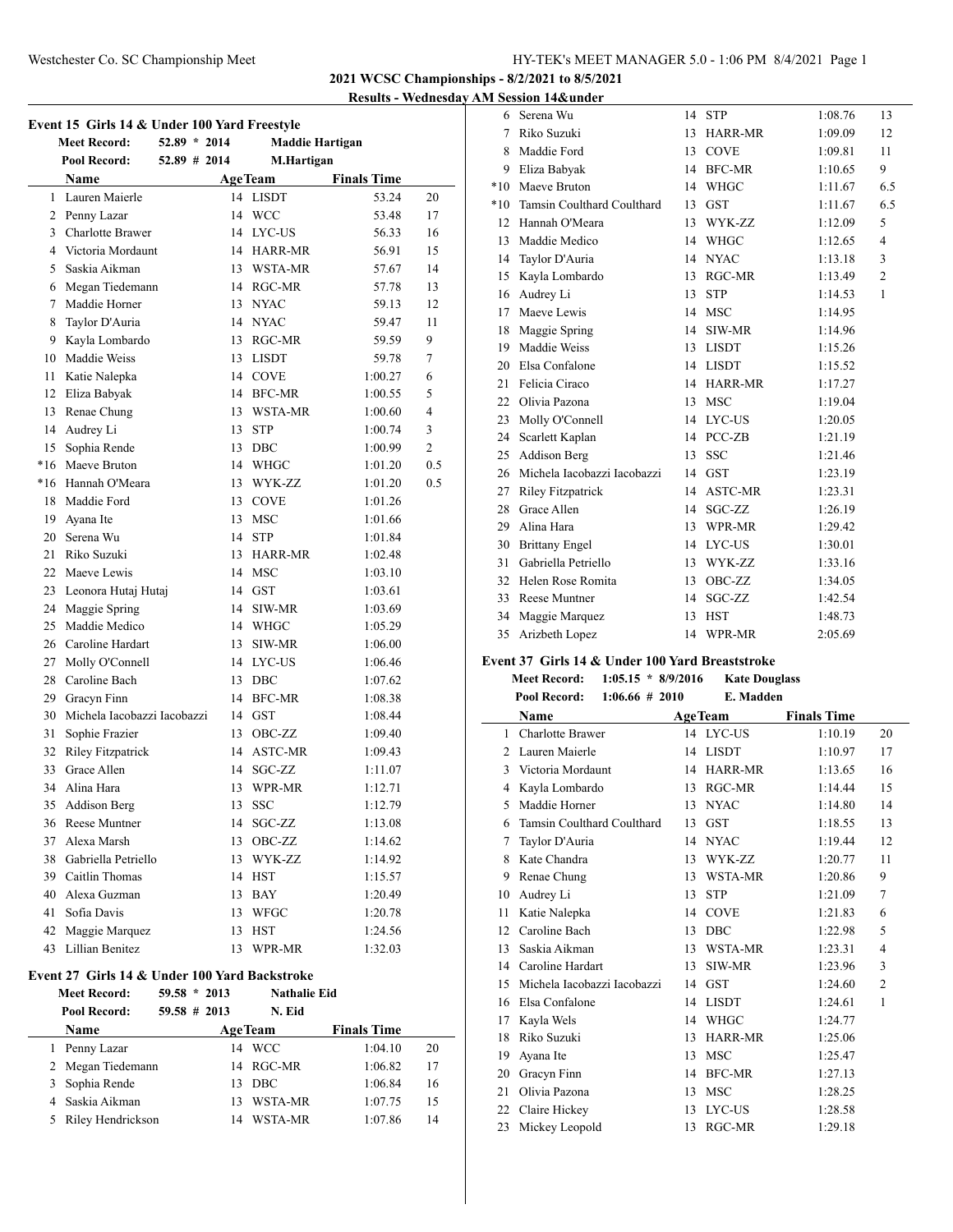## 2021 WCSC Championships - 8/2/2021 to 8/5/2021

### Results - Wednesday AM Session 14&under

### Event 15 Girls 14 & Under 100 Yard Freestyle

**Meet Record:** 52.89 * 2014 **Maddie Hartigan**
**Pool Record:** 52.89 # 2014 **M.Hartigan**

| | Name | Age | Team | Finals Time | |
|---|---|---|---|---|---|
| 1 | Lauren Maierle | 14 | LISDT | 53.24 | 20 |
| 2 | Penny Lazar | 14 | WCC | 53.48 | 17 |
| 3 | Charlotte Brawer | 14 | LYC-US | 56.33 | 16 |
| 4 | Victoria Mordaunt | 14 | HARR-MR | 56.91 | 15 |
| 5 | Saskia Aikman | 13 | WSTA-MR | 57.67 | 14 |
| 6 | Megan Tiedemann | 14 | RGC-MR | 57.78 | 13 |
| 7 | Maddie Horner | 13 | NYAC | 59.13 | 12 |
| 8 | Taylor D'Auria | 14 | NYAC | 59.47 | 11 |
| 9 | Kayla Lombardo | 13 | RGC-MR | 59.59 | 9 |
| 10 | Maddie Weiss | 13 | LISDT | 59.78 | 7 |
| 11 | Katie Nalepka | 14 | COVE | 1:00.27 | 6 |
| 12 | Eliza Babyak | 14 | BFC-MR | 1:00.55 | 5 |
| 13 | Renae Chung | 13 | WSTA-MR | 1:00.60 | 4 |
| 14 | Audrey Li | 13 | STP | 1:00.74 | 3 |
| 15 | Sophia Rende | 13 | DBC | 1:00.99 | 2 |
| *16 | Maeve Bruton | 14 | WHGC | 1:01.20 | 0.5 |
| *16 | Hannah O'Meara | 13 | WYK-ZZ | 1:01.20 | 0.5 |
| 18 | Maddie Ford | 13 | COVE | 1:01.26 | |
| 19 | Ayana Ite | 13 | MSC | 1:01.66 | |
| 20 | Serena Wu | 14 | STP | 1:01.84 | |
| 21 | Riko Suzuki | 13 | HARR-MR | 1:02.48 | |
| 22 | Maeve Lewis | 14 | MSC | 1:03.10 | |
| 23 | Leonora Hutaj Hutaj | 14 | GST | 1:03.61 | |
| 24 | Maggie Spring | 14 | SIW-MR | 1:03.69 | |
| 25 | Maddie Medico | 14 | WHGC | 1:05.29 | |
| 26 | Caroline Hardart | 13 | SIW-MR | 1:06.00 | |
| 27 | Molly O'Connell | 14 | LYC-US | 1:06.46 | |
| 28 | Caroline Bach | 13 | DBC | 1:07.62 | |
| 29 | Gracyn Finn | 14 | BFC-MR | 1:08.38 | |
| 30 | Michela Iacobazzi Iacobazzi | 14 | GST | 1:08.44 | |
| 31 | Sophie Frazier | 13 | OBC-ZZ | 1:09.40 | |
| 32 | Riley Fitzpatrick | 14 | ASTC-MR | 1:09.43 | |
| 33 | Grace Allen | 14 | SGC-ZZ | 1:11.07 | |
| 34 | Alina Hara | 13 | WPR-MR | 1:12.71 | |
| 35 | Addison Berg | 13 | SSC | 1:12.79 | |
| 36 | Reese Muntner | 14 | SGC-ZZ | 1:13.08 | |
| 37 | Alexa Marsh | 13 | OBC-ZZ | 1:14.62 | |
| 38 | Gabriella Petriello | 13 | WYK-ZZ | 1:14.92 | |
| 39 | Caitlin Thomas | 14 | HST | 1:15.57 | |
| 40 | Alexa Guzman | 13 | BAY | 1:20.49 | |
| 41 | Sofia Davis | 13 | WFGC | 1:20.78 | |
| 42 | Maggie Marquez | 13 | HST | 1:24.56 | |
| 43 | Lillian Benitez | 13 | WPR-MR | 1:32.03 | |

### Event 27 Girls 14 & Under 100 Yard Backstroke

**Meet Record:** 59.58 * 2013 **Nathalie Eid**
**Pool Record:** 59.58 # 2013 **N. Eid**

| | Name | Age | Team | Finals Time | |
|---|---|---|---|---|---|
| 1 | Penny Lazar | 14 | WCC | 1:04.10 | 20 |
| 2 | Megan Tiedemann | 14 | RGC-MR | 1:06.82 | 17 |
| 3 | Sophia Rende | 13 | DBC | 1:06.84 | 16 |
| 4 | Saskia Aikman | 13 | WSTA-MR | 1:07.75 | 15 |
| 5 | Riley Hendrickson | 14 | WSTA-MR | 1:07.86 | 14 |
| 6 | Serena Wu | 14 | STP | 1:08.76 | 13 |
| 7 | Riko Suzuki | 13 | HARR-MR | 1:09.09 | 12 |
| 8 | Maddie Ford | 13 | COVE | 1:09.81 | 11 |
| 9 | Eliza Babyak | 14 | BFC-MR | 1:10.65 | 9 |
| *10 | Maeve Bruton | 14 | WHGC | 1:11.67 | 6.5 |
| *10 | Tamsin Coulthard Coulthard | 13 | GST | 1:11.67 | 6.5 |
| 12 | Hannah O'Meara | 13 | WYK-ZZ | 1:12.09 | 5 |
| 13 | Maddie Medico | 14 | WHGC | 1:12.65 | 4 |
| 14 | Taylor D'Auria | 14 | NYAC | 1:13.18 | 3 |
| 15 | Kayla Lombardo | 13 | RGC-MR | 1:13.49 | 2 |
| 16 | Audrey Li | 13 | STP | 1:14.53 | 1 |
| 17 | Maeve Lewis | 14 | MSC | 1:14.95 | |
| 18 | Maggie Spring | 14 | SIW-MR | 1:14.96 | |
| 19 | Maddie Weiss | 13 | LISDT | 1:15.26 | |
| 20 | Elsa Confalone | 14 | LISDT | 1:15.52 | |
| 21 | Felicia Ciraco | 14 | HARR-MR | 1:17.27 | |
| 22 | Olivia Pazona | 13 | MSC | 1:19.04 | |
| 23 | Molly O'Connell | 14 | LYC-US | 1:20.05 | |
| 24 | Scarlett Kaplan | 14 | PCC-ZB | 1:21.19 | |
| 25 | Addison Berg | 13 | SSC | 1:21.46 | |
| 26 | Michela Iacobazzi Iacobazzi | 14 | GST | 1:23.19 | |
| 27 | Riley Fitzpatrick | 14 | ASTC-MR | 1:23.31 | |
| 28 | Grace Allen | 14 | SGC-ZZ | 1:26.19 | |
| 29 | Alina Hara | 13 | WPR-MR | 1:29.42 | |
| 30 | Brittany Engel | 14 | LYC-US | 1:30.01 | |
| 31 | Gabriella Petriello | 13 | WYK-ZZ | 1:33.16 | |
| 32 | Helen Rose Romita | 13 | OBC-ZZ | 1:34.05 | |
| 33 | Reese Muntner | 14 | SGC-ZZ | 1:42.54 | |
| 34 | Maggie Marquez | 13 | HST | 1:48.73 | |
| 35 | Arizbeth Lopez | 14 | WPR-MR | 2:05.69 | |

### Event 37 Girls 14 & Under 100 Yard Breaststroke

**Meet Record:** 1:05.15 * 8/9/2016 **Kate Douglass**
**Pool Record:** 1:06.66 # 2010 **E. Madden**

| | Name | Age | Team | Finals Time | |
|---|---|---|---|---|---|
| 1 | Charlotte Brawer | 14 | LYC-US | 1:10.19 | 20 |
| 2 | Lauren Maierle | 14 | LISDT | 1:10.97 | 17 |
| 3 | Victoria Mordaunt | 14 | HARR-MR | 1:13.65 | 16 |
| 4 | Kayla Lombardo | 13 | RGC-MR | 1:14.44 | 15 |
| 5 | Maddie Horner | 13 | NYAC | 1:14.80 | 14 |
| 6 | Tamsin Coulthard Coulthard | 13 | GST | 1:18.55 | 13 |
| 7 | Taylor D'Auria | 14 | NYAC | 1:19.44 | 12 |
| 8 | Kate Chandra | 13 | WYK-ZZ | 1:20.77 | 11 |
| 9 | Renae Chung | 13 | WSTA-MR | 1:20.86 | 9 |
| 10 | Audrey Li | 13 | STP | 1:21.09 | 7 |
| 11 | Katie Nalepka | 14 | COVE | 1:21.83 | 6 |
| 12 | Caroline Bach | 13 | DBC | 1:22.98 | 5 |
| 13 | Saskia Aikman | 13 | WSTA-MR | 1:23.31 | 4 |
| 14 | Caroline Hardart | 13 | SIW-MR | 1:23.96 | 3 |
| 15 | Michela Iacobazzi Iacobazzi | 14 | GST | 1:24.60 | 2 |
| 16 | Elsa Confalone | 14 | LISDT | 1:24.61 | 1 |
| 17 | Kayla Wels | 14 | WHGC | 1:24.77 | |
| 18 | Riko Suzuki | 13 | HARR-MR | 1:25.06 | |
| 19 | Ayana Ite | 13 | MSC | 1:25.47 | |
| 20 | Gracyn Finn | 14 | BFC-MR | 1:27.13 | |
| 21 | Olivia Pazona | 13 | MSC | 1:28.25 | |
| 22 | Claire Hickey | 13 | LYC-US | 1:28.58 | |
| 23 | Mickey Leopold | 13 | RGC-MR | 1:29.18 | |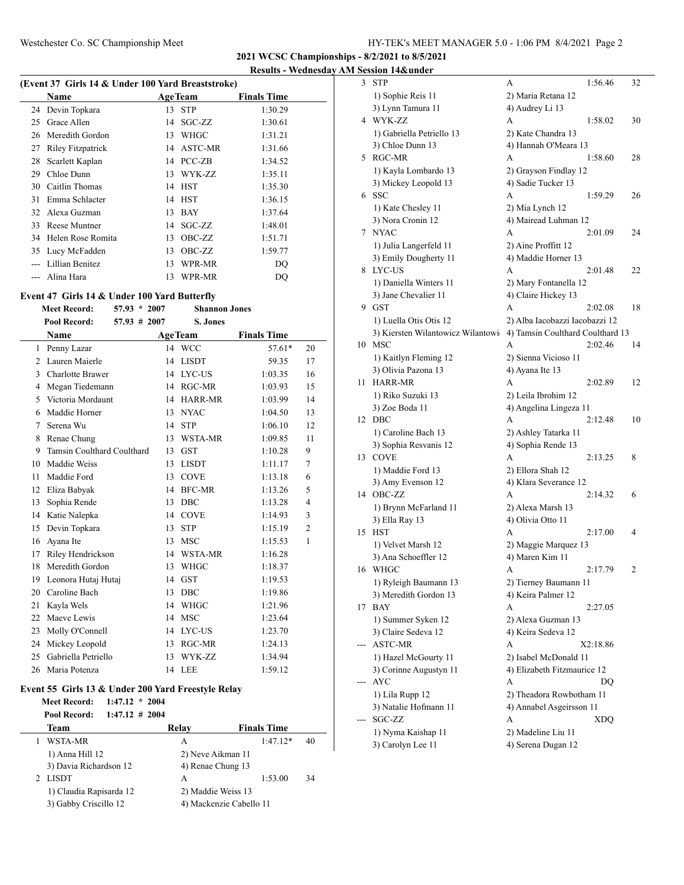**2021 WCSC Championships - 8/2/2021 to 8/5/2021**

**Results - Wednesday AM Session 14&under**

### (Event 37 Girls 14 & Under 100 Yard Breaststroke)

| | Name | Age | Team | Finals Time |
|---|---|---|---|---|
| 24 | Devin Topkara | 13 | STP | 1:30.29 |
| 25 | Grace Allen | 14 | SGC-ZZ | 1:30.61 |
| 26 | Meredith Gordon | 13 | WHGC | 1:31.21 |
| 27 | Riley Fitzpatrick | 14 | ASTC-MR | 1:31.66 |
| 28 | Scarlett Kaplan | 14 | PCC-ZB | 1:34.52 |
| 29 | Chloe Dunn | 13 | WYK-ZZ | 1:35.11 |
| 30 | Caitlin Thomas | 14 | HST | 1:35.30 |
| 31 | Emma Schlacter | 14 | HST | 1:36.15 |
| 32 | Alexa Guzman | 13 | BAY | 1:37.64 |
| 33 | Reese Muntner | 14 | SGC-ZZ | 1:48.01 |
| 34 | Helen Rose Romita | 13 | OBC-ZZ | 1:51.71 |
| 35 | Lucy McFadden | 13 | OBC-ZZ | 1:59.77 |
| --- | Lillian Benitez | 13 | WPR-MR | DQ |
| --- | Alina Hara | 13 | WPR-MR | DQ |

### Event 47 Girls 14 & Under 100 Yard Butterfly

Meet Record: 57.93 * 2007 Shannon Jones
Pool Record: 57.93 # 2007 S. Jones

| | Name | Age | Team | Finals Time | |
|---|---|---|---|---|---|
| 1 | Penny Lazar | 14 | WCC | 57.61* | 20 |
| 2 | Lauren Maierle | 14 | LISDT | 59.35 | 17 |
| 3 | Charlotte Brawer | 14 | LYC-US | 1:03.35 | 16 |
| 4 | Megan Tiedemann | 14 | RGC-MR | 1:03.93 | 15 |
| 5 | Victoria Mordaunt | 14 | HARR-MR | 1:03.99 | 14 |
| 6 | Maddie Horner | 13 | NYAC | 1:04.50 | 13 |
| 7 | Serena Wu | 14 | STP | 1:06.10 | 12 |
| 8 | Renae Chung | 13 | WSTA-MR | 1:09.85 | 11 |
| 9 | Tamsin Coulthard Coulthard | 13 | GST | 1:10.28 | 9 |
| 10 | Maddie Weiss | 13 | LISDT | 1:11.17 | 7 |
| 11 | Maddie Ford | 13 | COVE | 1:13.18 | 6 |
| 12 | Eliza Babyak | 14 | BFC-MR | 1:13.26 | 5 |
| 13 | Sophia Rende | 13 | DBC | 1:13.28 | 4 |
| 14 | Katie Nalepka | 14 | COVE | 1:14.93 | 3 |
| 15 | Devin Topkara | 13 | STP | 1:15.19 | 2 |
| 16 | Ayana Ite | 13 | MSC | 1:15.53 | 1 |
| 17 | Riley Hendrickson | 14 | WSTA-MR | 1:16.28 | |
| 18 | Meredith Gordon | 13 | WHGC | 1:18.37 | |
| 19 | Leonora Hutaj Hutaj | 14 | GST | 1:19.53 | |
| 20 | Caroline Bach | 13 | DBC | 1:19.86 | |
| 21 | Kayla Wels | 14 | WHGC | 1:21.96 | |
| 22 | Maeve Lewis | 14 | MSC | 1:23.64 | |
| 23 | Molly O'Connell | 14 | LYC-US | 1:23.70 | |
| 24 | Mickey Leopold | 13 | RGC-MR | 1:24.13 | |
| 25 | Gabriella Petriello | 13 | WYK-ZZ | 1:34.94 | |
| 26 | Maria Potenza | 14 | LEE | 1:59.12 | |

### Event 55 Girls 13 & Under 200 Yard Freestyle Relay

Meet Record: 1:47.12 * 2004
Pool Record: 1:47.12 # 2004

| | Team | Relay | Finals Time | |
|---|---|---|---|---|
| 1 | WSTA-MR | A | 1:47.12* | 40 |
| | 1) Anna Hill 12 | 2) Neve Aikman 11 | | |
| | 3) Davia Richardson 12 | 4) Renae Chung 13 | | |
| 2 | LISDT | A | 1:53.00 | 34 |
| | 1) Claudia Rapisarda 12 | 2) Maddie Weiss 13 | | |
| | 3) Gabby Criscillo 12 | 4) Mackenzie Cabello 11 | | |
| 3 | STP | A | 1:56.46 | 32 |
| | 1) Sophie Reis 11 | 2) Maria Retana 12 | | |
| | 3) Lynn Tamura 11 | 4) Audrey Li 13 | | |
| 4 | WYK-ZZ | A | 1:58.02 | 30 |
| | 1) Gabriella Petriello 13 | 2) Kate Chandra 13 | | |
| | 3) Chloe Dunn 13 | 4) Hannah O'Meara 13 | | |
| 5 | RGC-MR | A | 1:58.60 | 28 |
| | 1) Kayla Lombardo 13 | 2) Grayson Findlay 12 | | |
| | 3) Mickey Leopold 13 | 4) Sadie Tucker 13 | | |
| 6 | SSC | A | 1:59.29 | 26 |
| | 1) Kate Chesley 11 | 2) Mia Lynch 12 | | |
| | 3) Nora Cronin 12 | 4) Mairead Luhman 12 | | |
| 7 | NYAC | A | 2:01.09 | 24 |
| | 1) Julia Langerfeld 11 | 2) Aine Proffitt 12 | | |
| | 3) Emily Dougherty 11 | 4) Maddie Horner 13 | | |
| 8 | LYC-US | A | 2:01.48 | 22 |
| | 1) Daniella Winters 11 | 2) Mary Fontanella 12 | | |
| | 3) Jane Chevalier 11 | 4) Claire Hickey 13 | | |
| 9 | GST | A | 2:02.08 | 18 |
| | 1) Luella Otis Otis 12 | 2) Alba Iacobazzi Iacobazzi 12 | | |
| | 3) Kiersten Wilantowicz Wilantowi | 4) Tamsin Coulthard Coulthard 13 | | |
| 10 | MSC | A | 2:02.46 | 14 |
| | 1) Kaitlyn Fleming 12 | 2) Sienna Vicioso 11 | | |
| | 3) Olivia Pazona 13 | 4) Ayana Ite 13 | | |
| 11 | HARR-MR | A | 2:02.89 | 12 |
| | 1) Riko Suzuki 13 | 2) Leila Ibrohim 12 | | |
| | 3) Zoe Boda 11 | 4) Angelina Lingeza 11 | | |
| 12 | DBC | A | 2:12.48 | 10 |
| | 1) Caroline Bach 13 | 2) Ashley Tatarka 11 | | |
| | 3) Sophia Resvanis 12 | 4) Sophia Rende 13 | | |
| 13 | COVE | A | 2:13.25 | 8 |
| | 1) Maddie Ford 13 | 2) Ellora Shah 12 | | |
| | 3) Amy Evenson 12 | 4) Klara Severance 12 | | |
| 14 | OBC-ZZ | A | 2:14.32 | 6 |
| | 1) Brynn McFarland 11 | 2) Alexa Marsh 13 | | |
| | 3) Ella Ray 13 | 4) Olivia Otto 11 | | |
| 15 | HST | A | 2:17.00 | 4 |
| | 1) Velvet Marsh 12 | 2) Maggie Marquez 13 | | |
| | 3) Ana Schoeffler 12 | 4) Maren Kim 11 | | |
| 16 | WHGC | A | 2:17.79 | 2 |
| | 1) Ryleigh Baumann 13 | 2) Tierney Baumann 11 | | |
| | 3) Meredith Gordon 13 | 4) Keira Palmer 12 | | |
| 17 | BAY | A | 2:27.05 | |
| | 1) Summer Syken 12 | 2) Alexa Guzman 13 | | |
| | 3) Claire Sedeva 12 | 4) Keira Sedeva 12 | | |
| --- | ASTC-MR | A | X2:18.86 | |
| | 1) Hazel McGourty 11 | 2) Isabel McDonald 11 | | |
| | 3) Corinne Augustyn 11 | 4) Elizabeth Fitzmaurice 12 | | |
| --- | AYC | A | DQ | |
| | 1) Lila Rupp 12 | 2) Theadora Rowbotham 11 | | |
| | 3) Natalie Hofmann 11 | 4) Annabel Asgeirsson 11 | | |
| --- | SGC-ZZ | A | XDQ | |
| | 1) Nyma Kaishap 11 | 2) Madeline Liu 11 | | |
| | 3) Carolyn Lee 11 | 4) Serena Dugan 12 | | |